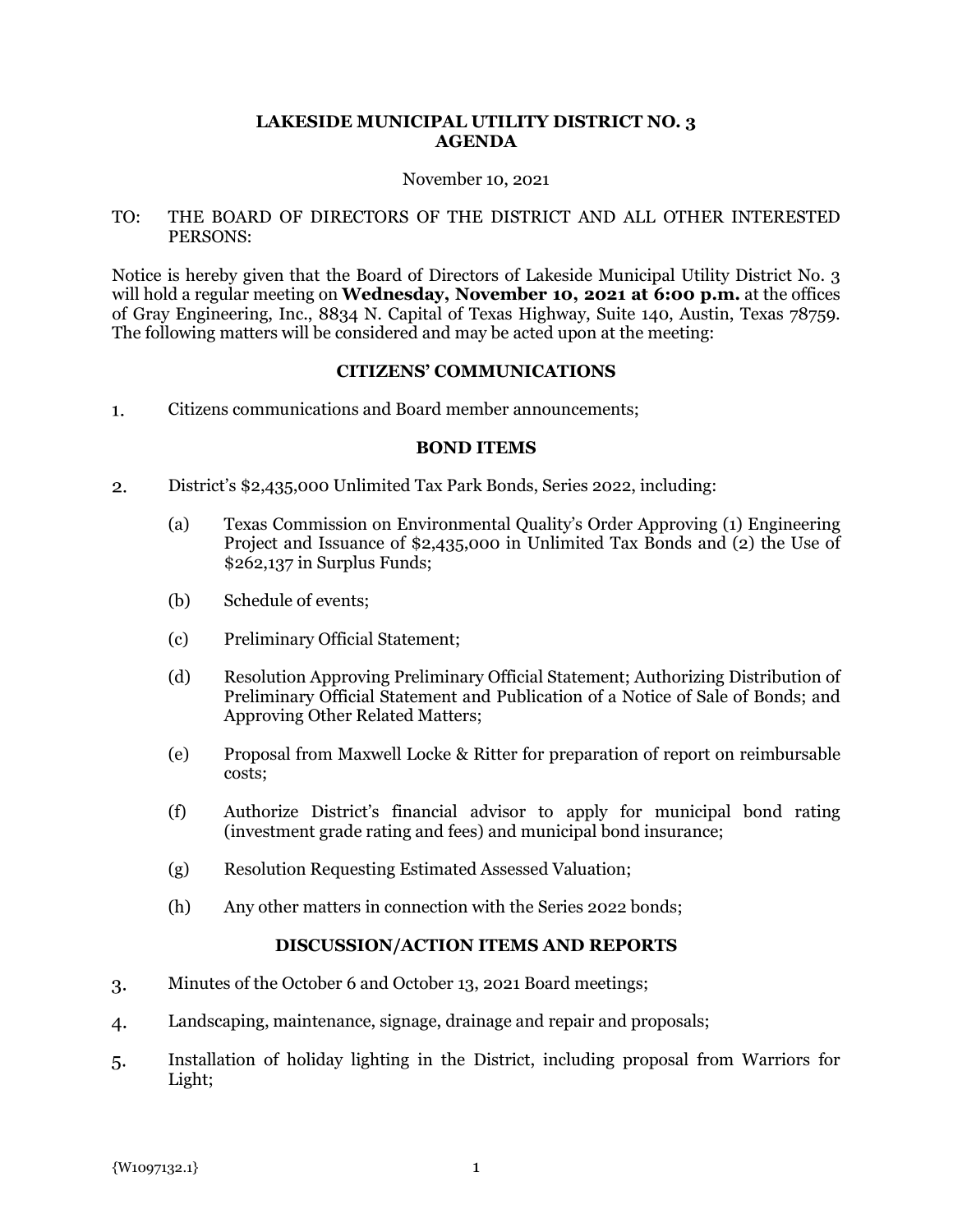# LAKESIDE MUNICIPAL UTILITY DISTRICT NO. 3
# AGENDA

November 10, 2021

TO: THE BOARD OF DIRECTORS OF THE DISTRICT AND ALL OTHER INTERESTED PERSONS:

Notice is hereby given that the Board of Directors of Lakeside Municipal Utility District No. 3 will hold a regular meeting on **Wednesday, November 10, 2021 at 6:00 p.m.** at the offices of Gray Engineering, Inc., 8834 N. Capital of Texas Highway, Suite 140, Austin, Texas 78759. The following matters will be considered and may be acted upon at the meeting:

## CITIZENS' COMMUNICATIONS

1. Citizens communications and Board member announcements;

## BOND ITEMS

2. District's $2,435,000 Unlimited Tax Park Bonds, Series 2022, including:

   (a) Texas Commission on Environmental Quality's Order Approving (1) Engineering Project and Issuance of $2,435,000 in Unlimited Tax Bonds and (2) the Use of $262,137 in Surplus Funds;

   (b) Schedule of events;

   (c) Preliminary Official Statement;

   (d) Resolution Approving Preliminary Official Statement; Authorizing Distribution of Preliminary Official Statement and Publication of a Notice of Sale of Bonds; and Approving Other Related Matters;

   (e) Proposal from Maxwell Locke & Ritter for preparation of report on reimbursable costs;

   (f) Authorize District's financial advisor to apply for municipal bond rating (investment grade rating and fees) and municipal bond insurance;

   (g) Resolution Requesting Estimated Assessed Valuation;

   (h) Any other matters in connection with the Series 2022 bonds;

## DISCUSSION/ACTION ITEMS AND REPORTS

3. Minutes of the October 6 and October 13, 2021 Board meetings;

4. Landscaping, maintenance, signage, drainage and repair and proposals;

5. Installation of holiday lighting in the District, including proposal from Warriors for Light;

{W1097132.1}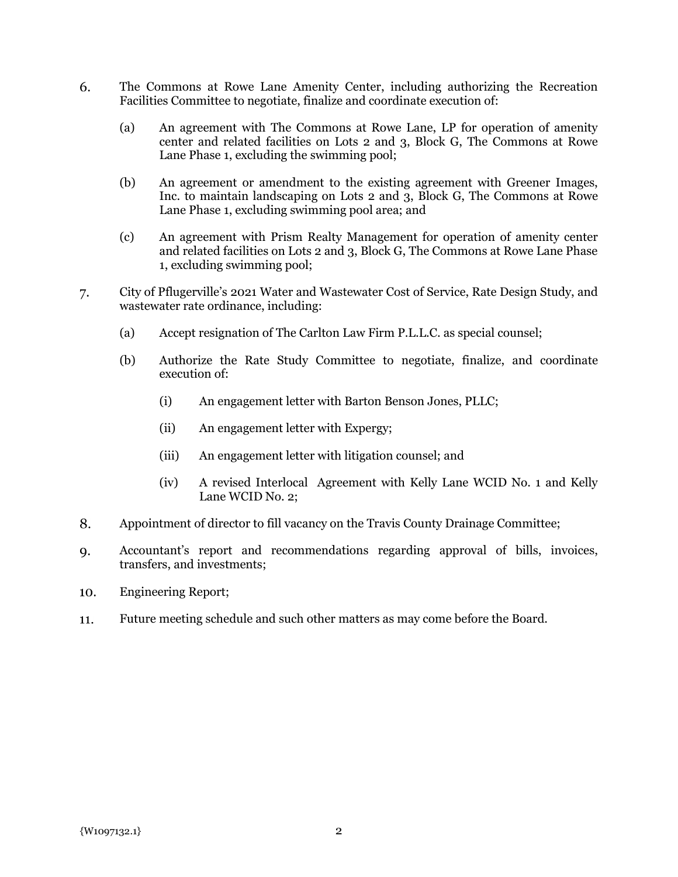6. The Commons at Rowe Lane Amenity Center, including authorizing the Recreation Facilities Committee to negotiate, finalize and coordinate execution of:

   (a) An agreement with The Commons at Rowe Lane, LP for operation of amenity center and related facilities on Lots 2 and 3, Block G, The Commons at Rowe Lane Phase 1, excluding the swimming pool;

   (b) An agreement or amendment to the existing agreement with Greener Images, Inc. to maintain landscaping on Lots 2 and 3, Block G, The Commons at Rowe Lane Phase 1, excluding swimming pool area; and

   (c) An agreement with Prism Realty Management for operation of amenity center and related facilities on Lots 2 and 3, Block G, The Commons at Rowe Lane Phase 1, excluding swimming pool;

7. City of Pflugerville's 2021 Water and Wastewater Cost of Service, Rate Design Study, and wastewater rate ordinance, including:

   (a) Accept resignation of The Carlton Law Firm P.L.L.C. as special counsel;

   (b) Authorize the Rate Study Committee to negotiate, finalize, and coordinate execution of:

      (i) An engagement letter with Barton Benson Jones, PLLC;

      (ii) An engagement letter with Expergy;

      (iii) An engagement letter with litigation counsel; and

      (iv) A revised Interlocal Agreement with Kelly Lane WCID No. 1 and Kelly Lane WCID No. 2;

8. Appointment of director to fill vacancy on the Travis County Drainage Committee;

9. Accountant's report and recommendations regarding approval of bills, invoices, transfers, and investments;

10. Engineering Report;

11. Future meeting schedule and such other matters as may come before the Board.

{W1097132.1}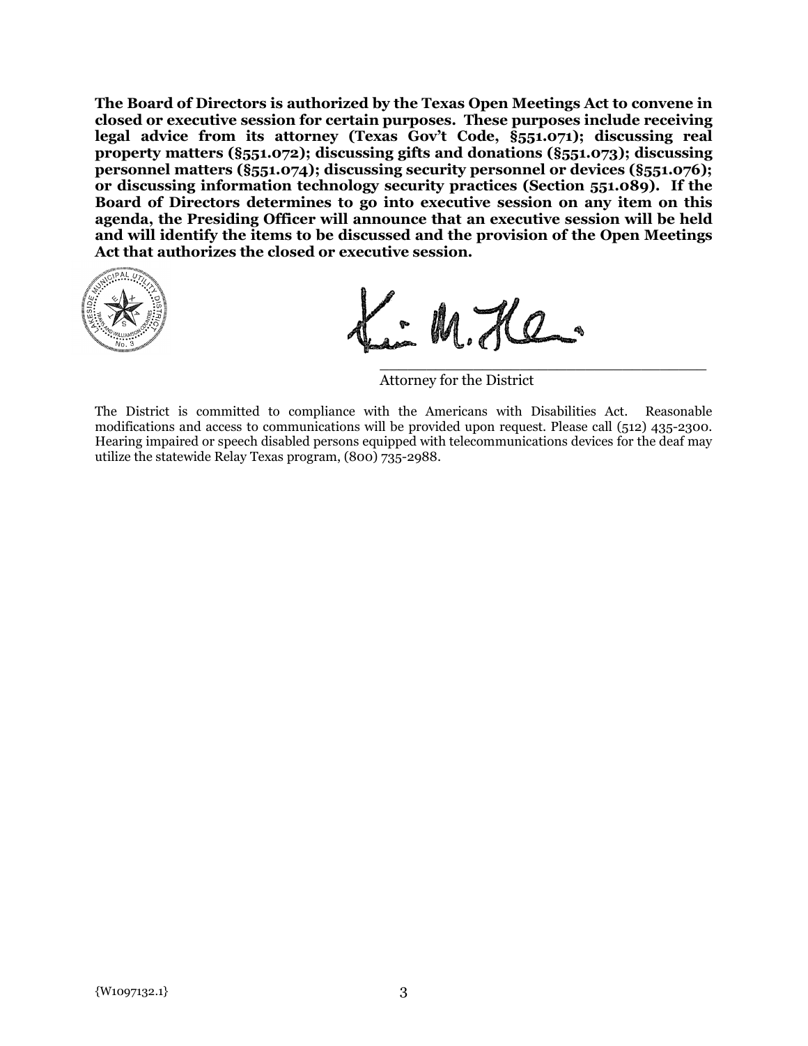**The Board of Directors is authorized by the Texas Open Meetings Act to convene in closed or executive session for certain purposes. These purposes include receiving legal advice from its attorney (Texas Gov't Code, §551.071); discussing real property matters (§551.072); discussing gifts and donations (§551.073); discussing personnel matters (§551.074); discussing security personnel or devices (§551.076); or discussing information technology security practices (Section 551.089). If the Board of Directors determines to go into executive session on any item on this agenda, the Presiding Officer will announce that an executive session will be held and will identify the items to be discussed and the provision of the Open Meetings Act that authorizes the closed or executive session.**

\_\_\_\_\_\_\_\_\_\_\_\_\_\_\_\_\_\_\_\_\_\_\_\_\_\_\_\_\_\_\_\_\_\_\_\_

Attorney for the District

The District is committed to compliance with the Americans with Disabilities Act. Reasonable modifications and access to communications will be provided upon request. Please call (512) 435-2300. Hearing impaired or speech disabled persons equipped with telecommunications devices for the deaf may utilize the statewide Relay Texas program, (800) 735-2988.

{W1097132.1}